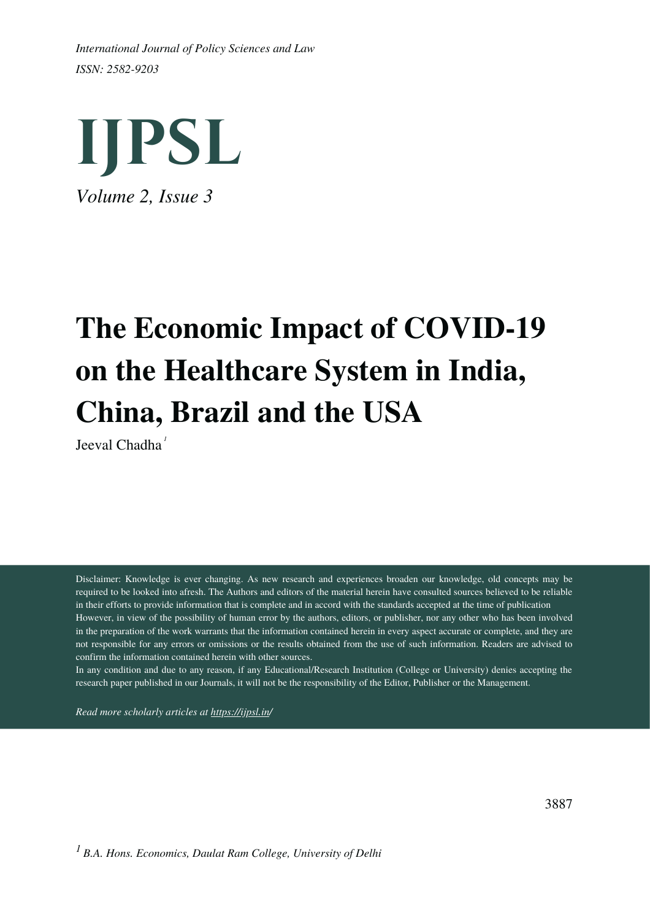*International Journal of Policy Sciences and Law*
*ISSN: 2582-9203*

# IJPSL

*Volume 2, Issue 3*

# The Economic Impact of COVID-19 on the Healthcare System in India, China, Brazil and the USA

Jeeval Chadha[1]

Disclaimer: Knowledge is ever changing. As new research and experiences broaden our knowledge, old concepts may be required to be looked into afresh. The Authors and editors of the material herein have consulted sources believed to be reliable in their efforts to provide information that is complete and in accord with the standards accepted at the time of publication However, in view of the possibility of human error by the authors, editors, or publisher, nor any other who has been involved in the preparation of the work warrants that the information contained herein in every aspect accurate or complete, and they are not responsible for any errors or omissions or the results obtained from the use of such information. Readers are advised to confirm the information contained herein with other sources.
In any condition and due to any reason, if any Educational/Research Institution (College or University) denies accepting the research paper published in our Journals, it will not be the responsibility of the Editor, Publisher or the Management.

*Read more scholarly articles at https://ijpsl.in/*

[1] *B.A. Hons. Economics, Daulat Ram College, University of Delhi*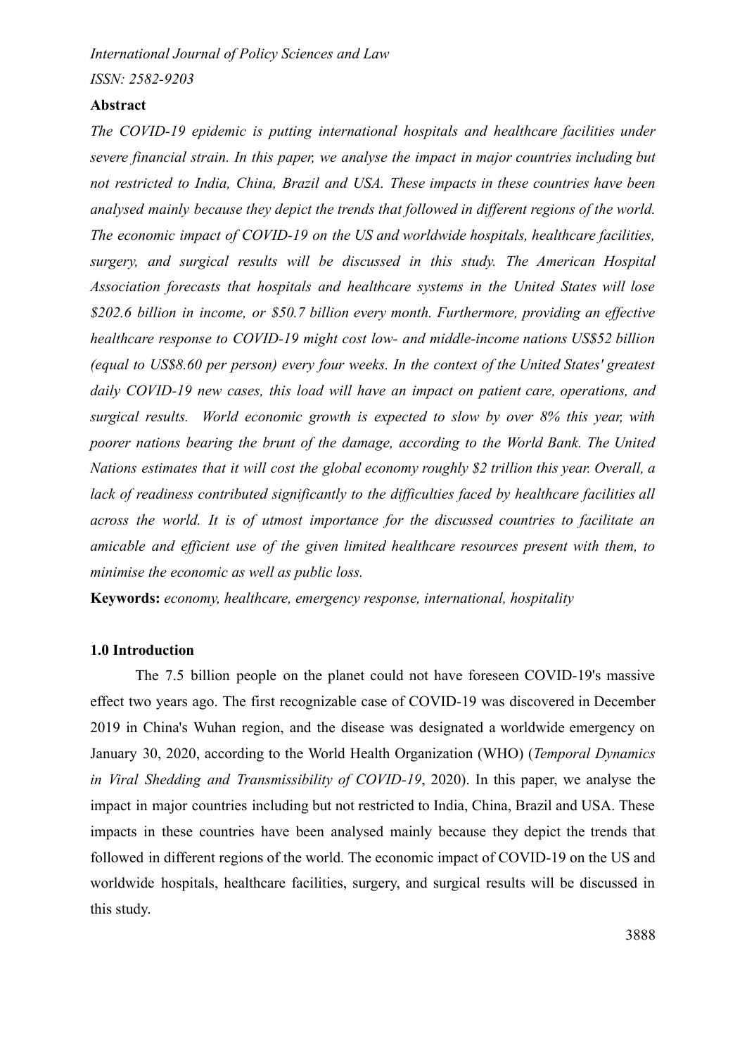## Abstract

*The COVID-19 epidemic is putting international hospitals and healthcare facilities under severe financial strain. In this paper, we analyse the impact in major countries including but not restricted to India, China, Brazil and USA. These impacts in these countries have been analysed mainly because they depict the trends that followed in different regions of the world. The economic impact of COVID-19 on the US and worldwide hospitals, healthcare facilities, surgery, and surgical results will be discussed in this study. The American Hospital Association forecasts that hospitals and healthcare systems in the United States will lose $202.6 billion in income, or $50.7 billion every month. Furthermore, providing an effective healthcare response to COVID-19 might cost low- and middle-income nations US$52 billion (equal to US$8.60 per person) every four weeks. In the context of the United States' greatest daily COVID-19 new cases, this load will have an impact on patient care, operations, and surgical results. World economic growth is expected to slow by over 8% this year, with poorer nations bearing the brunt of the damage, according to the World Bank. The United Nations estimates that it will cost the global economy roughly $2 trillion this year. Overall, a lack of readiness contributed significantly to the difficulties faced by healthcare facilities all across the world. It is of utmost importance for the discussed countries to facilitate an amicable and efficient use of the given limited healthcare resources present with them, to minimise the economic as well as public loss.*

**Keywords:** *economy, healthcare, emergency response, international, hospitality*

## 1.0 Introduction

The 7.5 billion people on the planet could not have foreseen COVID-19's massive effect two years ago. The first recognizable case of COVID-19 was discovered in December 2019 in China's Wuhan region, and the disease was designated a worldwide emergency on January 30, 2020, according to the World Health Organization (WHO) (*Temporal Dynamics in Viral Shedding and Transmissibility of COVID-19*, 2020). In this paper, we analyse the impact in major countries including but not restricted to India, China, Brazil and USA. These impacts in these countries have been analysed mainly because they depict the trends that followed in different regions of the world. The economic impact of COVID-19 on the US and worldwide hospitals, healthcare facilities, surgery, and surgical results will be discussed in this study.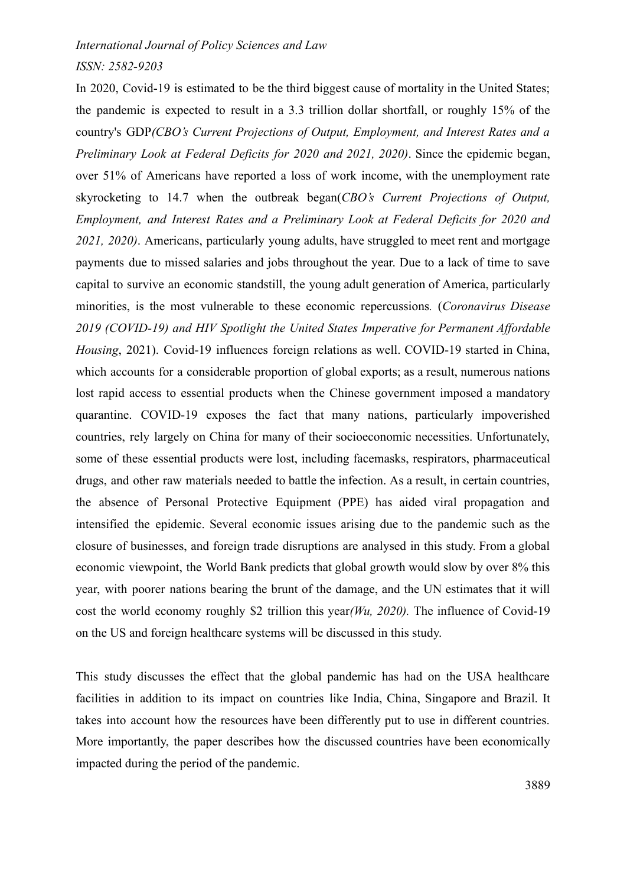In 2020, Covid-19 is estimated to be the third biggest cause of mortality in the United States; the pandemic is expected to result in a 3.3 trillion dollar shortfall, or roughly 15% of the country's GDP*(CBO's Current Projections of Output, Employment, and Interest Rates and a Preliminary Look at Federal Deficits for 2020 and 2021, 2020)*. Since the epidemic began, over 51% of Americans have reported a loss of work income, with the unemployment rate skyrocketing to 14.7 when the outbreak began(*CBO's Current Projections of Output, Employment, and Interest Rates and a Preliminary Look at Federal Deficits for 2020 and 2021, 2020)*. Americans, particularly young adults, have struggled to meet rent and mortgage payments due to missed salaries and jobs throughout the year. Due to a lack of time to save capital to survive an economic standstill, the young adult generation of America, particularly minorities, is the most vulnerable to these economic repercussions. (*Coronavirus Disease 2019 (COVID-19) and HIV Spotlight the United States Imperative for Permanent Affordable Housing*, 2021). Covid-19 influences foreign relations as well. COVID-19 started in China, which accounts for a considerable proportion of global exports; as a result, numerous nations lost rapid access to essential products when the Chinese government imposed a mandatory quarantine. COVID-19 exposes the fact that many nations, particularly impoverished countries, rely largely on China for many of their socioeconomic necessities. Unfortunately, some of these essential products were lost, including facemasks, respirators, pharmaceutical drugs, and other raw materials needed to battle the infection. As a result, in certain countries, the absence of Personal Protective Equipment (PPE) has aided viral propagation and intensified the epidemic. Several economic issues arising due to the pandemic such as the closure of businesses, and foreign trade disruptions are analysed in this study. From a global economic viewpoint, the World Bank predicts that global growth would slow by over 8% this year, with poorer nations bearing the brunt of the damage, and the UN estimates that it will cost the world economy roughly $2 trillion this year*(Wu, 2020).* The influence of Covid-19 on the US and foreign healthcare systems will be discussed in this study.

This study discusses the effect that the global pandemic has had on the USA healthcare facilities in addition to its impact on countries like India, China, Singapore and Brazil. It takes into account how the resources have been differently put to use in different countries. More importantly, the paper describes how the discussed countries have been economically impacted during the period of the pandemic.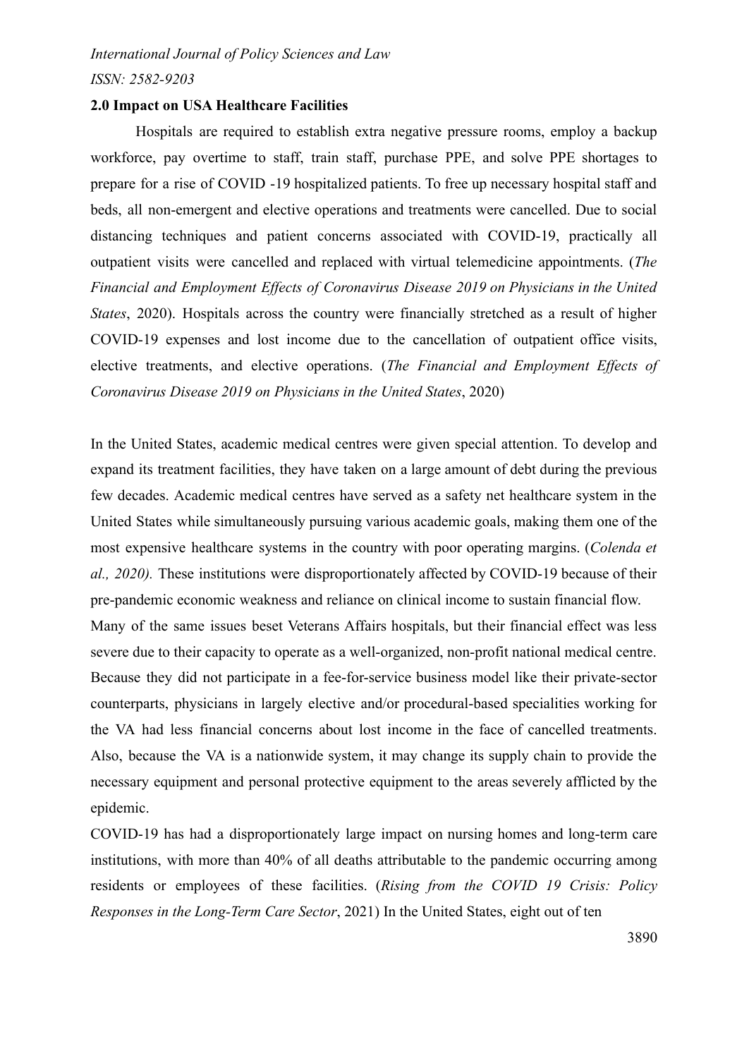**2.0 Impact on USA Healthcare Facilities**

Hospitals are required to establish extra negative pressure rooms, employ a backup workforce, pay overtime to staff, train staff, purchase PPE, and solve PPE shortages to prepare for a rise of COVID -19 hospitalized patients. To free up necessary hospital staff and beds, all non-emergent and elective operations and treatments were cancelled. Due to social distancing techniques and patient concerns associated with COVID-19, practically all outpatient visits were cancelled and replaced with virtual telemedicine appointments. (*The Financial and Employment Effects of Coronavirus Disease 2019 on Physicians in the United States*, 2020). Hospitals across the country were financially stretched as a result of higher COVID-19 expenses and lost income due to the cancellation of outpatient office visits, elective treatments, and elective operations. (*The Financial and Employment Effects of Coronavirus Disease 2019 on Physicians in the United States*, 2020)

In the United States, academic medical centres were given special attention. To develop and expand its treatment facilities, they have taken on a large amount of debt during the previous few decades. Academic medical centres have served as a safety net healthcare system in the United States while simultaneously pursuing various academic goals, making them one of the most expensive healthcare systems in the country with poor operating margins. (*Colenda et al., 2020).* These institutions were disproportionately affected by COVID-19 because of their pre-pandemic economic weakness and reliance on clinical income to sustain financial flow.

Many of the same issues beset Veterans Affairs hospitals, but their financial effect was less severe due to their capacity to operate as a well-organized, non-profit national medical centre. Because they did not participate in a fee-for-service business model like their private-sector counterparts, physicians in largely elective and/or procedural-based specialities working for the VA had less financial concerns about lost income in the face of cancelled treatments. Also, because the VA is a nationwide system, it may change its supply chain to provide the necessary equipment and personal protective equipment to the areas severely afflicted by the epidemic.

COVID-19 has had a disproportionately large impact on nursing homes and long-term care institutions, with more than 40% of all deaths attributable to the pandemic occurring among residents or employees of these facilities. (*Rising from the COVID 19 Crisis: Policy Responses in the Long-Term Care Sector*, 2021) In the United States, eight out of ten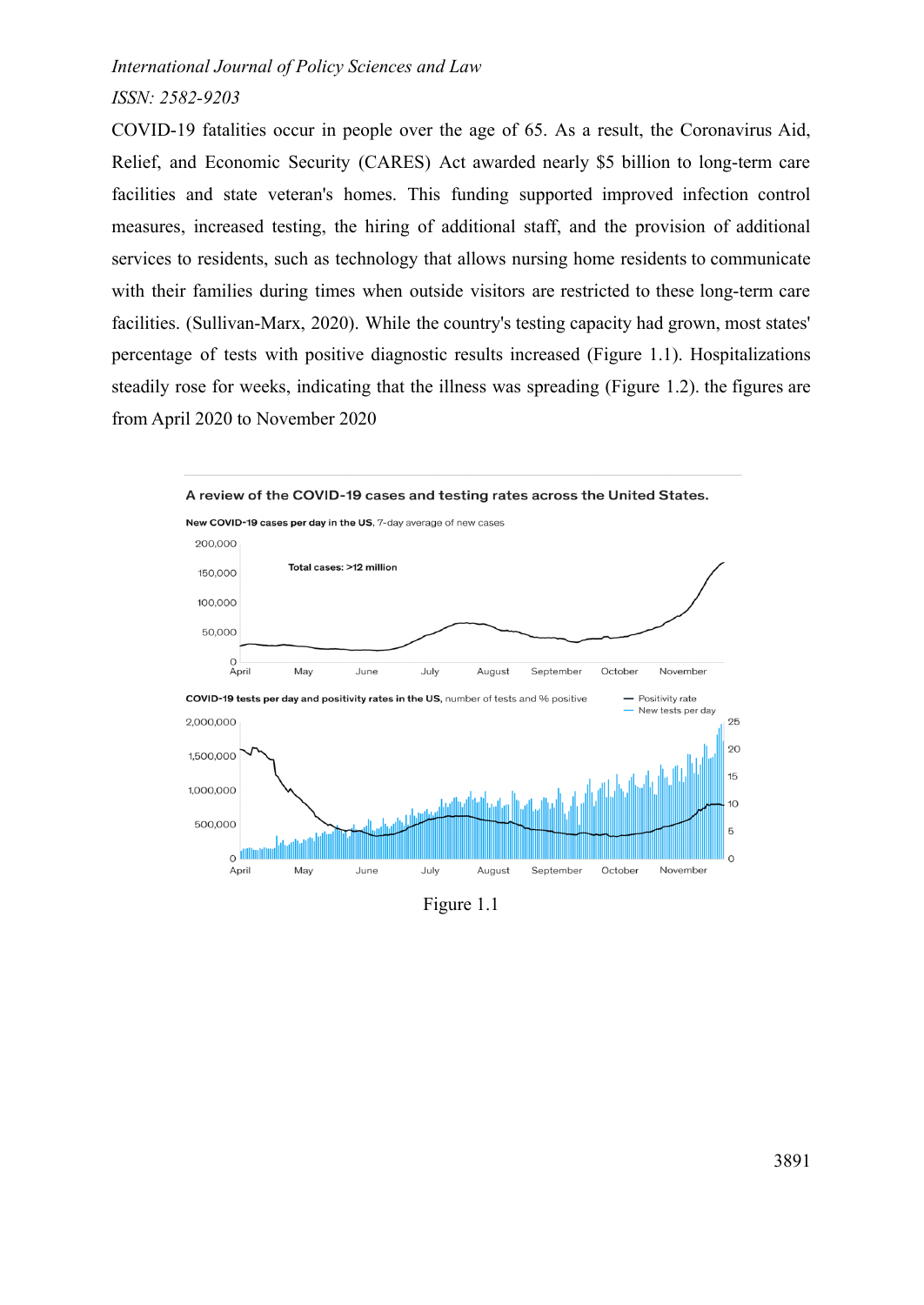COVID-19 fatalities occur in people over the age of 65. As a result, the Coronavirus Aid, Relief, and Economic Security (CARES) Act awarded nearly $5 billion to long-term care facilities and state veteran's homes. This funding supported improved infection control measures, increased testing, the hiring of additional staff, and the provision of additional services to residents, such as technology that allows nursing home residents to communicate with their families during times when outside visitors are restricted to these long-term care facilities. (Sullivan-Marx, 2020). While the country's testing capacity had grown, most states' percentage of tests with positive diagnostic results increased (Figure 1.1). Hospitalizations steadily rose for weeks, indicating that the illness was spreading (Figure 1.2). the figures are from April 2020 to November 2020

Figure 1.1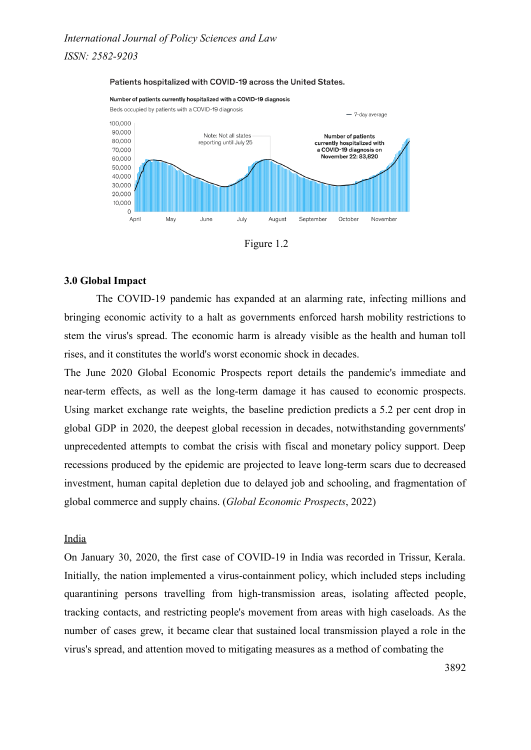Figure 1.2

**3.0 Global Impact**

The COVID-19 pandemic has expanded at an alarming rate, infecting millions and bringing economic activity to a halt as governments enforced harsh mobility restrictions to stem the virus's spread. The economic harm is already visible as the health and human toll rises, and it constitutes the world's worst economic shock in decades.

The June 2020 Global Economic Prospects report details the pandemic's immediate and near-term effects, as well as the long-term damage it has caused to economic prospects. Using market exchange rate weights, the baseline prediction predicts a 5.2 per cent drop in global GDP in 2020, the deepest global recession in decades, notwithstanding governments' unprecedented attempts to combat the crisis with fiscal and monetary policy support. Deep recessions produced by the epidemic are projected to leave long-term scars due to decreased investment, human capital depletion due to delayed job and schooling, and fragmentation of global commerce and supply chains. (*Global Economic Prospects*, 2022)

India

On January 30, 2020, the first case of COVID-19 in India was recorded in Trissur, Kerala. Initially, the nation implemented a virus-containment policy, which included steps including quarantining persons travelling from high-transmission areas, isolating affected people, tracking contacts, and restricting people's movement from areas with high caseloads. As the number of cases grew, it became clear that sustained local transmission played a role in the virus's spread, and attention moved to mitigating measures as a method of combating the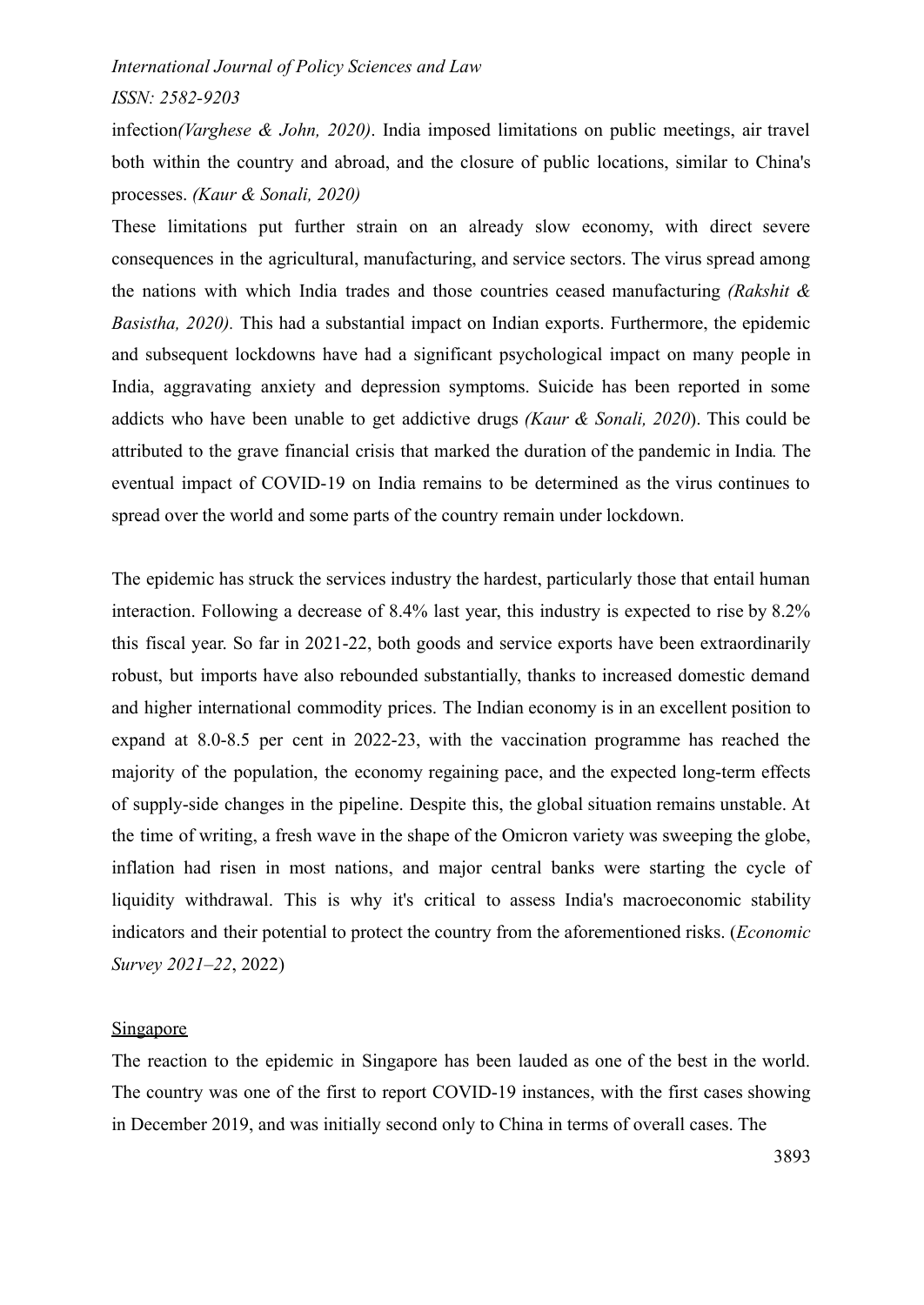infection*(Varghese & John, 2020)*. India imposed limitations on public meetings, air travel both within the country and abroad, and the closure of public locations, similar to China's processes. *(Kaur & Sonali, 2020)*

These limitations put further strain on an already slow economy, with direct severe consequences in the agricultural, manufacturing, and service sectors. The virus spread among the nations with which India trades and those countries ceased manufacturing *(Rakshit & Basistha, 2020).* This had a substantial impact on Indian exports. Furthermore, the epidemic and subsequent lockdowns have had a significant psychological impact on many people in India, aggravating anxiety and depression symptoms. Suicide has been reported in some addicts who have been unable to get addictive drugs *(Kaur & Sonali, 2020*). This could be attributed to the grave financial crisis that marked the duration of the pandemic in India*.* The eventual impact of COVID-19 on India remains to be determined as the virus continues to spread over the world and some parts of the country remain under lockdown.

The epidemic has struck the services industry the hardest, particularly those that entail human interaction. Following a decrease of 8.4% last year, this industry is expected to rise by 8.2% this fiscal year. So far in 2021-22, both goods and service exports have been extraordinarily robust, but imports have also rebounded substantially, thanks to increased domestic demand and higher international commodity prices. The Indian economy is in an excellent position to expand at 8.0-8.5 per cent in 2022-23, with the vaccination programme has reached the majority of the population, the economy regaining pace, and the expected long-term effects of supply-side changes in the pipeline. Despite this, the global situation remains unstable. At the time of writing, a fresh wave in the shape of the Omicron variety was sweeping the globe, inflation had risen in most nations, and major central banks were starting the cycle of liquidity withdrawal. This is why it's critical to assess India's macroeconomic stability indicators and their potential to protect the country from the aforementioned risks. (*Economic Survey 2021–22*, 2022)

<u>Singapore</u>

The reaction to the epidemic in Singapore has been lauded as one of the best in the world. The country was one of the first to report COVID-19 instances, with the first cases showing in December 2019, and was initially second only to China in terms of overall cases. The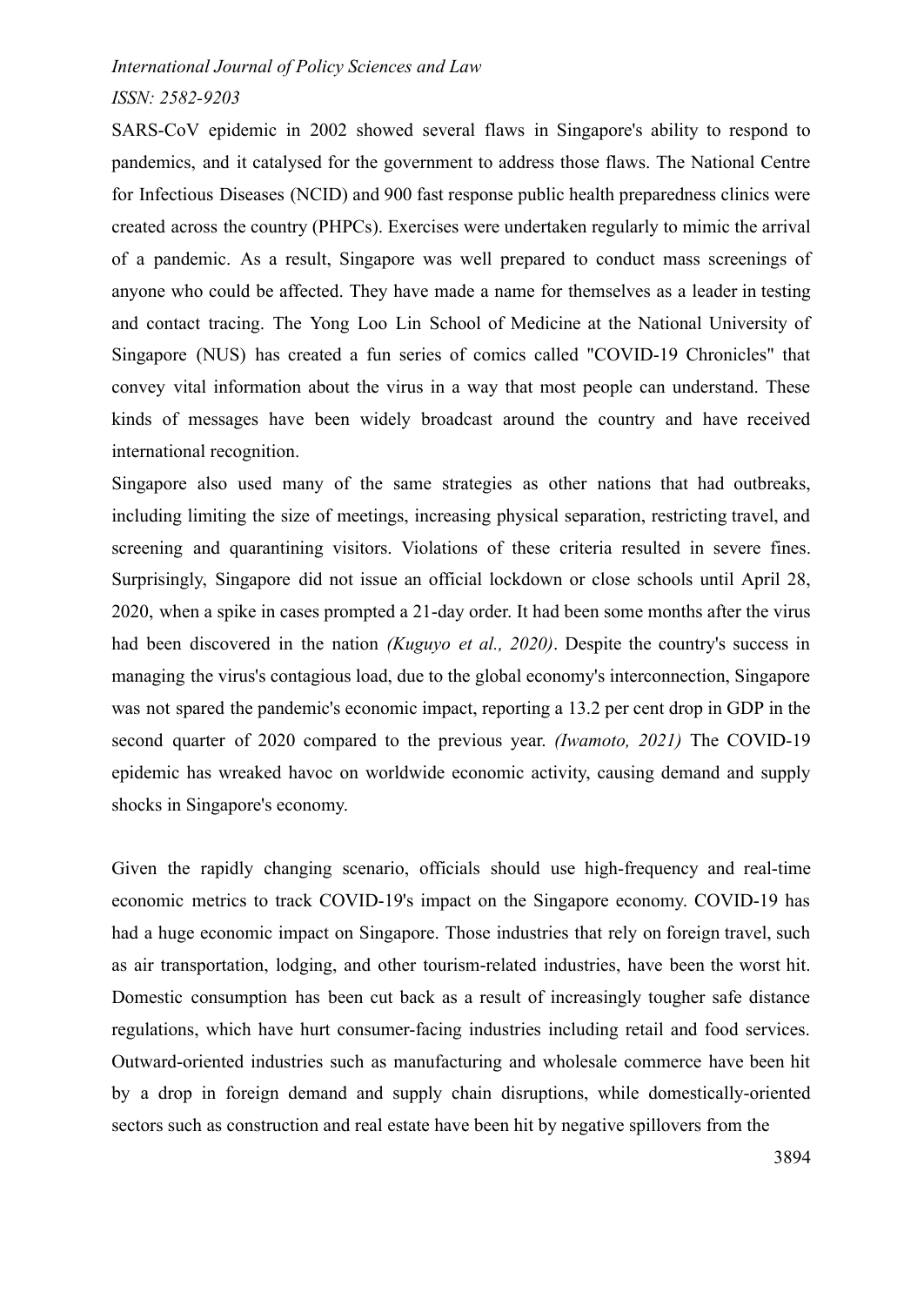SARS-CoV epidemic in 2002 showed several flaws in Singapore's ability to respond to pandemics, and it catalysed for the government to address those flaws. The National Centre for Infectious Diseases (NCID) and 900 fast response public health preparedness clinics were created across the country (PHPCs). Exercises were undertaken regularly to mimic the arrival of a pandemic. As a result, Singapore was well prepared to conduct mass screenings of anyone who could be affected. They have made a name for themselves as a leader in testing and contact tracing. The Yong Loo Lin School of Medicine at the National University of Singapore (NUS) has created a fun series of comics called "COVID-19 Chronicles" that convey vital information about the virus in a way that most people can understand. These kinds of messages have been widely broadcast around the country and have received international recognition.

Singapore also used many of the same strategies as other nations that had outbreaks, including limiting the size of meetings, increasing physical separation, restricting travel, and screening and quarantining visitors. Violations of these criteria resulted in severe fines. Surprisingly, Singapore did not issue an official lockdown or close schools until April 28, 2020, when a spike in cases prompted a 21-day order. It had been some months after the virus had been discovered in the nation *(Kuguyo et al., 2020)*. Despite the country's success in managing the virus's contagious load, due to the global economy's interconnection, Singapore was not spared the pandemic's economic impact, reporting a 13.2 per cent drop in GDP in the second quarter of 2020 compared to the previous year. *(Iwamoto, 2021)* The COVID-19 epidemic has wreaked havoc on worldwide economic activity, causing demand and supply shocks in Singapore's economy.

Given the rapidly changing scenario, officials should use high-frequency and real-time economic metrics to track COVID-19's impact on the Singapore economy. COVID-19 has had a huge economic impact on Singapore. Those industries that rely on foreign travel, such as air transportation, lodging, and other tourism-related industries, have been the worst hit. Domestic consumption has been cut back as a result of increasingly tougher safe distance regulations, which have hurt consumer-facing industries including retail and food services. Outward-oriented industries such as manufacturing and wholesale commerce have been hit by a drop in foreign demand and supply chain disruptions, while domestically-oriented sectors such as construction and real estate have been hit by negative spillovers from the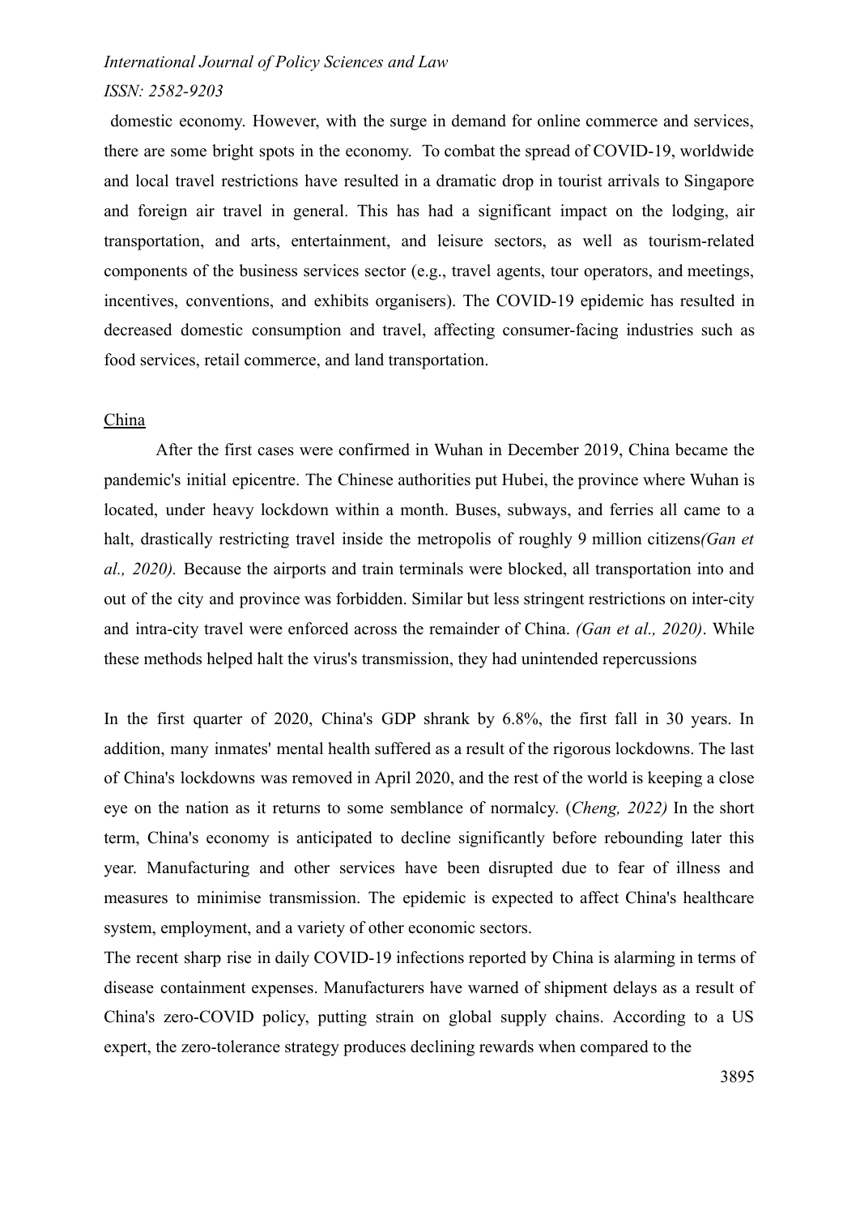domestic economy. However, with the surge in demand for online commerce and services, there are some bright spots in the economy. To combat the spread of COVID-19, worldwide and local travel restrictions have resulted in a dramatic drop in tourist arrivals to Singapore and foreign air travel in general. This has had a significant impact on the lodging, air transportation, and arts, entertainment, and leisure sectors, as well as tourism-related components of the business services sector (e.g., travel agents, tour operators, and meetings, incentives, conventions, and exhibits organisers). The COVID-19 epidemic has resulted in decreased domestic consumption and travel, affecting consumer-facing industries such as food services, retail commerce, and land transportation.

China

After the first cases were confirmed in Wuhan in December 2019, China became the pandemic's initial epicentre. The Chinese authorities put Hubei, the province where Wuhan is located, under heavy lockdown within a month. Buses, subways, and ferries all came to a halt, drastically restricting travel inside the metropolis of roughly 9 million citizens*(Gan et al., 2020).* Because the airports and train terminals were blocked, all transportation into and out of the city and province was forbidden. Similar but less stringent restrictions on inter-city and intra-city travel were enforced across the remainder of China. *(Gan et al., 2020)*. While these methods helped halt the virus's transmission, they had unintended repercussions

In the first quarter of 2020, China's GDP shrank by 6.8%, the first fall in 30 years. In addition, many inmates' mental health suffered as a result of the rigorous lockdowns. The last of China's lockdowns was removed in April 2020, and the rest of the world is keeping a close eye on the nation as it returns to some semblance of normalcy. (*Cheng, 2022)* In the short term, China's economy is anticipated to decline significantly before rebounding later this year. Manufacturing and other services have been disrupted due to fear of illness and measures to minimise transmission. The epidemic is expected to affect China's healthcare system, employment, and a variety of other economic sectors.

The recent sharp rise in daily COVID-19 infections reported by China is alarming in terms of disease containment expenses. Manufacturers have warned of shipment delays as a result of China's zero-COVID policy, putting strain on global supply chains. According to a US expert, the zero-tolerance strategy produces declining rewards when compared to the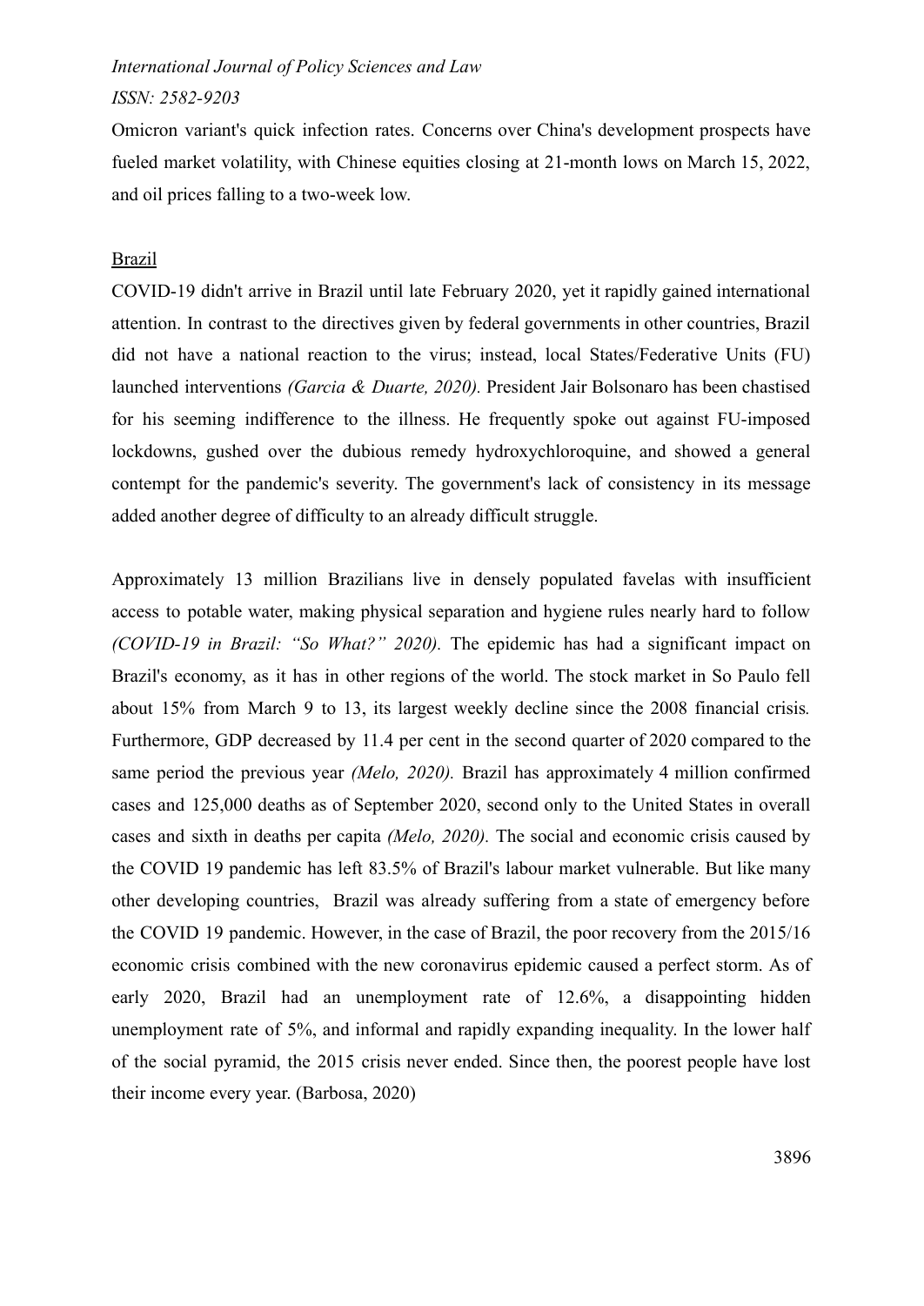Omicron variant's quick infection rates. Concerns over China's development prospects have fueled market volatility, with Chinese equities closing at 21-month lows on March 15, 2022, and oil prices falling to a two-week low.

<u>Brazil</u>

COVID-19 didn't arrive in Brazil until late February 2020, yet it rapidly gained international attention. In contrast to the directives given by federal governments in other countries, Brazil did not have a national reaction to the virus; instead, local States/Federative Units (FU) launched interventions *(Garcia & Duarte, 2020).* President Jair Bolsonaro has been chastised for his seeming indifference to the illness. He frequently spoke out against FU-imposed lockdowns, gushed over the dubious remedy hydroxychloroquine, and showed a general contempt for the pandemic's severity. The government's lack of consistency in its message added another degree of difficulty to an already difficult struggle.

Approximately 13 million Brazilians live in densely populated favelas with insufficient access to potable water, making physical separation and hygiene rules nearly hard to follow *(COVID-19 in Brazil: "So What?" 2020).* The epidemic has had a significant impact on Brazil's economy, as it has in other regions of the world. The stock market in So Paulo fell about 15% from March 9 to 13, its largest weekly decline since the 2008 financial crisis. Furthermore, GDP decreased by 11.4 per cent in the second quarter of 2020 compared to the same period the previous year *(Melo, 2020).* Brazil has approximately 4 million confirmed cases and 125,000 deaths as of September 2020, second only to the United States in overall cases and sixth in deaths per capita *(Melo, 2020).* The social and economic crisis caused by the COVID 19 pandemic has left 83.5% of Brazil's labour market vulnerable. But like many other developing countries, Brazil was already suffering from a state of emergency before the COVID 19 pandemic. However, in the case of Brazil, the poor recovery from the 2015/16 economic crisis combined with the new coronavirus epidemic caused a perfect storm. As of early 2020, Brazil had an unemployment rate of 12.6%, a disappointing hidden unemployment rate of 5%, and informal and rapidly expanding inequality. In the lower half of the social pyramid, the 2015 crisis never ended. Since then, the poorest people have lost their income every year. (Barbosa, 2020)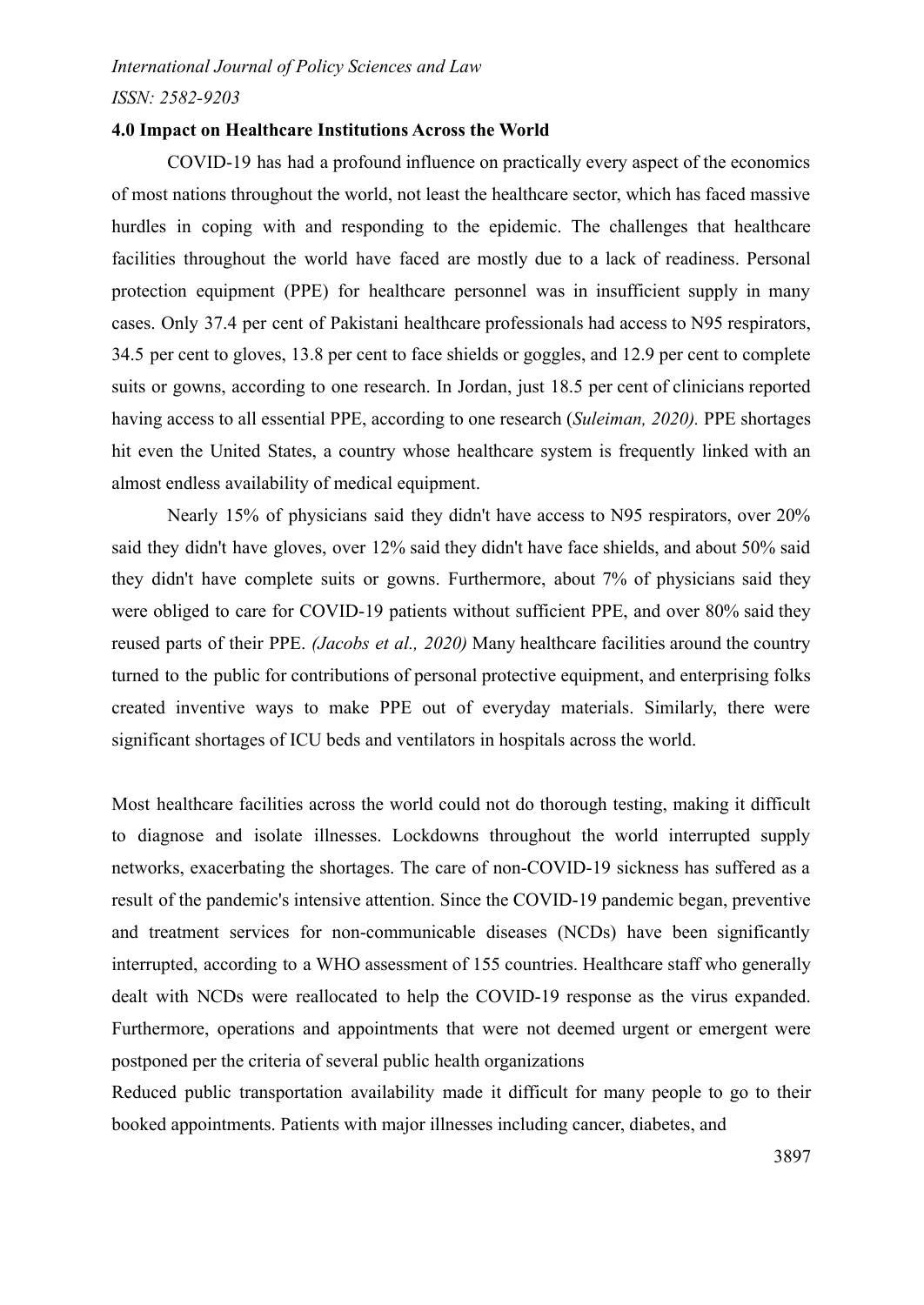**4.0 Impact on Healthcare Institutions Across the World**

COVID-19 has had a profound influence on practically every aspect of the economics of most nations throughout the world, not least the healthcare sector, which has faced massive hurdles in coping with and responding to the epidemic. The challenges that healthcare facilities throughout the world have faced are mostly due to a lack of readiness. Personal protection equipment (PPE) for healthcare personnel was in insufficient supply in many cases. Only 37.4 per cent of Pakistani healthcare professionals had access to N95 respirators, 34.5 per cent to gloves, 13.8 per cent to face shields or goggles, and 12.9 per cent to complete suits or gowns, according to one research. In Jordan, just 18.5 per cent of clinicians reported having access to all essential PPE, according to one research (*Suleiman, 2020).* PPE shortages hit even the United States, a country whose healthcare system is frequently linked with an almost endless availability of medical equipment.

Nearly 15% of physicians said they didn't have access to N95 respirators, over 20% said they didn't have gloves, over 12% said they didn't have face shields, and about 50% said they didn't have complete suits or gowns. Furthermore, about 7% of physicians said they were obliged to care for COVID-19 patients without sufficient PPE, and over 80% said they reused parts of their PPE. *(Jacobs et al., 2020)* Many healthcare facilities around the country turned to the public for contributions of personal protective equipment, and enterprising folks created inventive ways to make PPE out of everyday materials. Similarly, there were significant shortages of ICU beds and ventilators in hospitals across the world.

Most healthcare facilities across the world could not do thorough testing, making it difficult to diagnose and isolate illnesses. Lockdowns throughout the world interrupted supply networks, exacerbating the shortages. The care of non-COVID-19 sickness has suffered as a result of the pandemic's intensive attention. Since the COVID-19 pandemic began, preventive and treatment services for non-communicable diseases (NCDs) have been significantly interrupted, according to a WHO assessment of 155 countries. Healthcare staff who generally dealt with NCDs were reallocated to help the COVID-19 response as the virus expanded. Furthermore, operations and appointments that were not deemed urgent or emergent were postponed per the criteria of several public health organizations

Reduced public transportation availability made it difficult for many people to go to their booked appointments. Patients with major illnesses including cancer, diabetes, and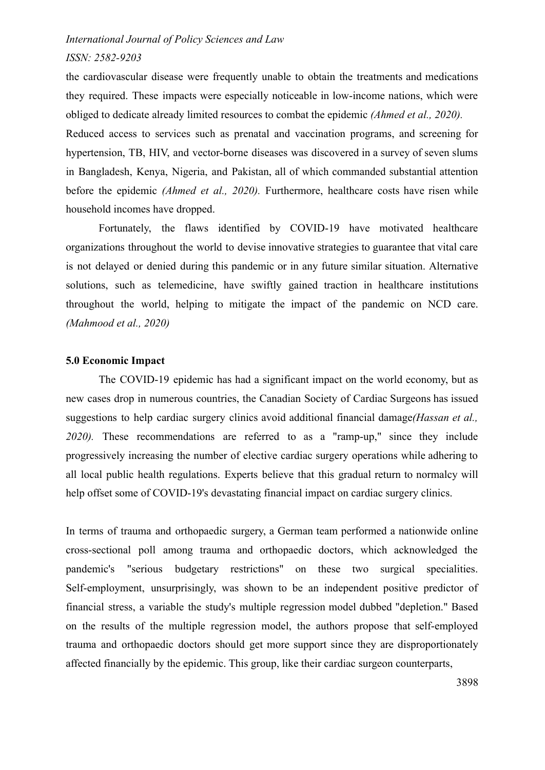the cardiovascular disease were frequently unable to obtain the treatments and medications they required. These impacts were especially noticeable in low-income nations, which were obliged to dedicate already limited resources to combat the epidemic *(Ahmed et al., 2020).* Reduced access to services such as prenatal and vaccination programs, and screening for hypertension, TB, HIV, and vector-borne diseases was discovered in a survey of seven slums in Bangladesh, Kenya, Nigeria, and Pakistan, all of which commanded substantial attention before the epidemic *(Ahmed et al., 2020).* Furthermore, healthcare costs have risen while household incomes have dropped.

Fortunately, the flaws identified by COVID-19 have motivated healthcare organizations throughout the world to devise innovative strategies to guarantee that vital care is not delayed or denied during this pandemic or in any future similar situation. Alternative solutions, such as telemedicine, have swiftly gained traction in healthcare institutions throughout the world, helping to mitigate the impact of the pandemic on NCD care. *(Mahmood et al., 2020)*

**5.0 Economic Impact**

The COVID-19 epidemic has had a significant impact on the world economy, but as new cases drop in numerous countries, the Canadian Society of Cardiac Surgeons has issued suggestions to help cardiac surgery clinics avoid additional financial damage*(Hassan et al., 2020).* These recommendations are referred to as a "ramp-up," since they include progressively increasing the number of elective cardiac surgery operations while adhering to all local public health regulations. Experts believe that this gradual return to normalcy will help offset some of COVID-19's devastating financial impact on cardiac surgery clinics.

In terms of trauma and orthopaedic surgery, a German team performed a nationwide online cross-sectional poll among trauma and orthopaedic doctors, which acknowledged the pandemic's "serious budgetary restrictions" on these two surgical specialities. Self-employment, unsurprisingly, was shown to be an independent positive predictor of financial stress, a variable the study's multiple regression model dubbed "depletion." Based on the results of the multiple regression model, the authors propose that self-employed trauma and orthopaedic doctors should get more support since they are disproportionately affected financially by the epidemic. This group, like their cardiac surgeon counterparts,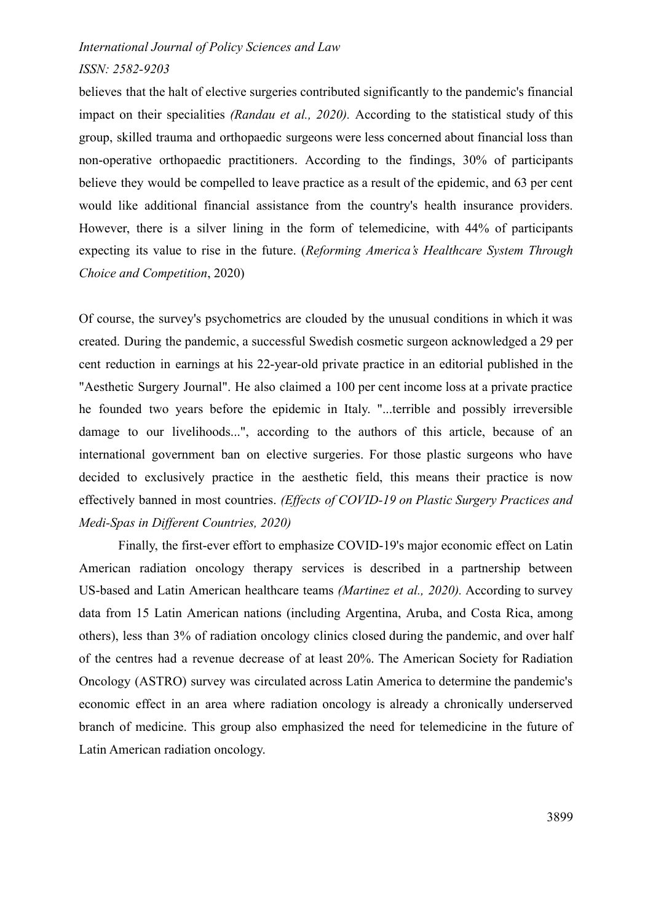believes that the halt of elective surgeries contributed significantly to the pandemic's financial impact on their specialities *(Randau et al., 2020).* According to the statistical study of this group, skilled trauma and orthopaedic surgeons were less concerned about financial loss than non-operative orthopaedic practitioners. According to the findings, 30% of participants believe they would be compelled to leave practice as a result of the epidemic, and 63 per cent would like additional financial assistance from the country's health insurance providers. However, there is a silver lining in the form of telemedicine, with 44% of participants expecting its value to rise in the future. (*Reforming America's Healthcare System Through Choice and Competition*, 2020)

Of course, the survey's psychometrics are clouded by the unusual conditions in which it was created. During the pandemic, a successful Swedish cosmetic surgeon acknowledged a 29 per cent reduction in earnings at his 22-year-old private practice in an editorial published in the "Aesthetic Surgery Journal". He also claimed a 100 per cent income loss at a private practice he founded two years before the epidemic in Italy. "...terrible and possibly irreversible damage to our livelihoods...", according to the authors of this article, because of an international government ban on elective surgeries. For those plastic surgeons who have decided to exclusively practice in the aesthetic field, this means their practice is now effectively banned in most countries. *(Effects of COVID-19 on Plastic Surgery Practices and Medi-Spas in Different Countries, 2020)*

Finally, the first-ever effort to emphasize COVID-19's major economic effect on Latin American radiation oncology therapy services is described in a partnership between US-based and Latin American healthcare teams *(Martinez et al., 2020).* According to survey data from 15 Latin American nations (including Argentina, Aruba, and Costa Rica, among others), less than 3% of radiation oncology clinics closed during the pandemic, and over half of the centres had a revenue decrease of at least 20%. The American Society for Radiation Oncology (ASTRO) survey was circulated across Latin America to determine the pandemic's economic effect in an area where radiation oncology is already a chronically underserved branch of medicine. This group also emphasized the need for telemedicine in the future of Latin American radiation oncology.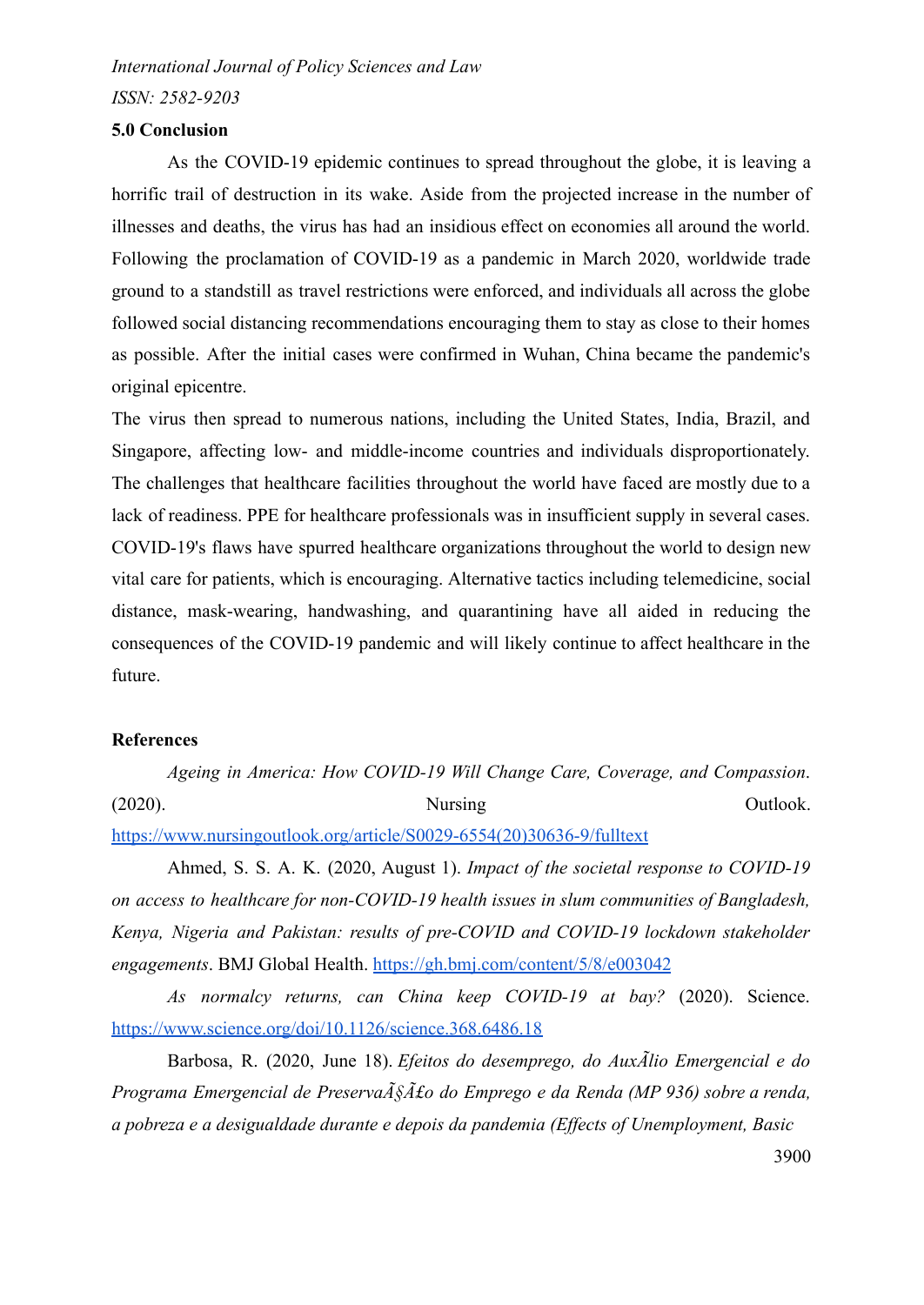## 5.0 Conclusion

As the COVID-19 epidemic continues to spread throughout the globe, it is leaving a horrific trail of destruction in its wake. Aside from the projected increase in the number of illnesses and deaths, the virus has had an insidious effect on economies all around the world. Following the proclamation of COVID-19 as a pandemic in March 2020, worldwide trade ground to a standstill as travel restrictions were enforced, and individuals all across the globe followed social distancing recommendations encouraging them to stay as close to their homes as possible. After the initial cases were confirmed in Wuhan, China became the pandemic's original epicentre.

The virus then spread to numerous nations, including the United States, India, Brazil, and Singapore, affecting low- and middle-income countries and individuals disproportionately. The challenges that healthcare facilities throughout the world have faced are mostly due to a lack of readiness. PPE for healthcare professionals was in insufficient supply in several cases. COVID-19's flaws have spurred healthcare organizations throughout the world to design new vital care for patients, which is encouraging. Alternative tactics including telemedicine, social distance, mask-wearing, handwashing, and quarantining have all aided in reducing the consequences of the COVID-19 pandemic and will likely continue to affect healthcare in the future.

## References

*Ageing in America: How COVID-19 Will Change Care, Coverage, and Compassion*. (2020). Nursing Outlook. https://www.nursingoutlook.org/article/S0029-6554(20)30636-9/fulltext

Ahmed, S. S. A. K. (2020, August 1). *Impact of the societal response to COVID-19 on access to healthcare for non-COVID-19 health issues in slum communities of Bangladesh, Kenya, Nigeria and Pakistan: results of pre-COVID and COVID-19 lockdown stakeholder engagements*. BMJ Global Health. https://gh.bmj.com/content/5/8/e003042

*As normalcy returns, can China keep COVID-19 at bay?* (2020). Science. https://www.science.org/doi/10.1126/science.368.6486.18

Barbosa, R. (2020, June 18). *Efeitos do desemprego, do AuxÃlio Emergencial e do Programa Emergencial de PreservaÃ§Ã£o do Emprego e da Renda (MP 936) sobre a renda, a pobreza e a desigualdade durante e depois da pandemia (Effects of Unemployment, Basic*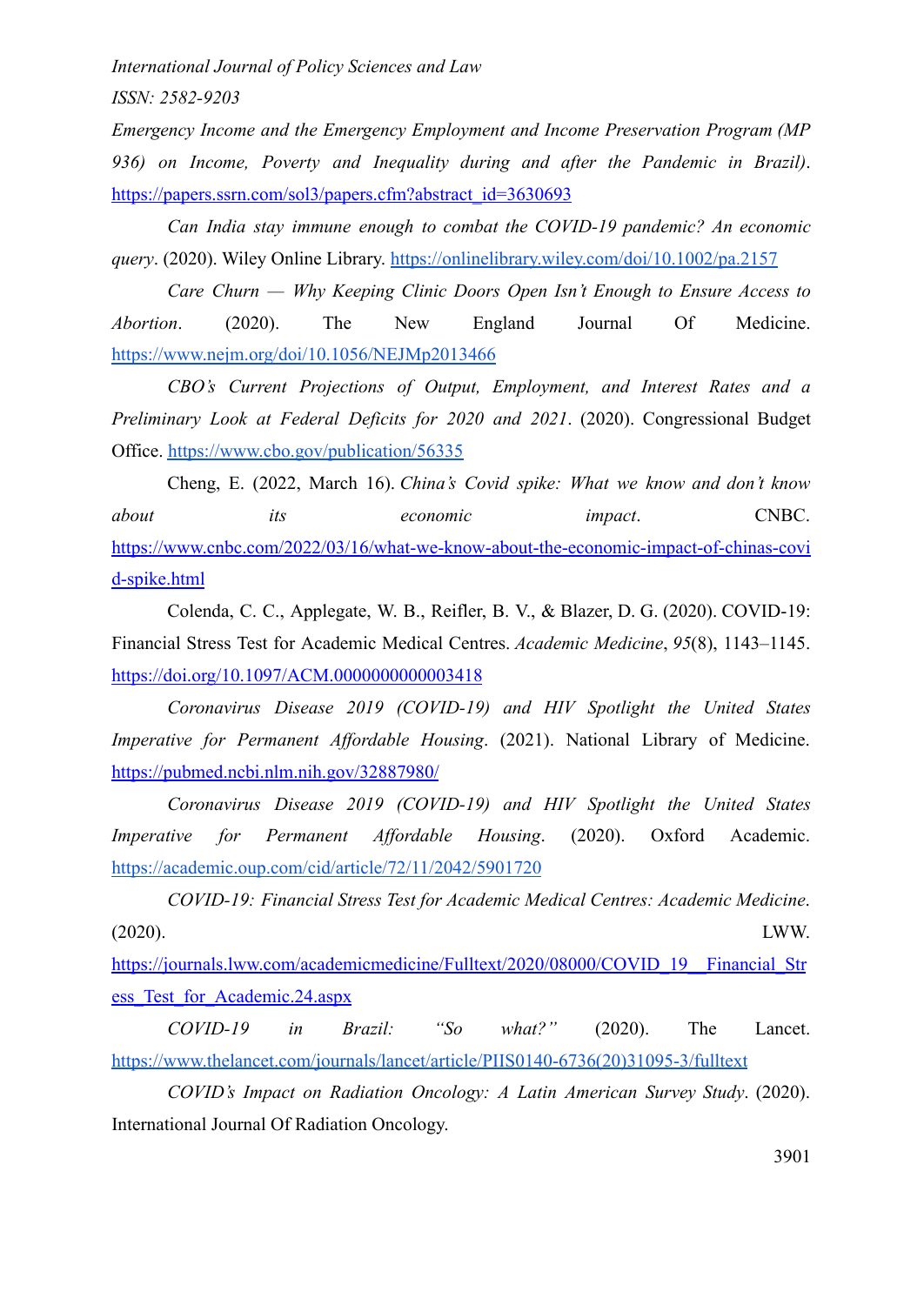Emergency Income and the Emergency Employment and Income Preservation Program (MP 936) on Income, Poverty and Inequality during and after the Pandemic in Brazil)*. https://papers.ssrn.com/sol3/papers.cfm?abstract_id=3630693

*Can India stay immune enough to combat the COVID-19 pandemic? An economic query*. (2020). Wiley Online Library. https://onlinelibrary.wiley.com/doi/10.1002/pa.2157

*Care Churn — Why Keeping Clinic Doors Open Isn't Enough to Ensure Access to Abortion*. (2020). The New England Journal Of Medicine. https://www.nejm.org/doi/10.1056/NEJMp2013466

*CBO's Current Projections of Output, Employment, and Interest Rates and a Preliminary Look at Federal Deficits for 2020 and 2021*. (2020). Congressional Budget Office. https://www.cbo.gov/publication/56335

Cheng, E. (2022, March 16). *China's Covid spike: What we know and don't know about its economic impact*. CNBC. https://www.cnbc.com/2022/03/16/what-we-know-about-the-economic-impact-of-chinas-covid-spike.html

Colenda, C. C., Applegate, W. B., Reifler, B. V., & Blazer, D. G. (2020). COVID-19: Financial Stress Test for Academic Medical Centres. *Academic Medicine*, *95*(8), 1143–1145. https://doi.org/10.1097/ACM.0000000000003418

*Coronavirus Disease 2019 (COVID-19) and HIV Spotlight the United States Imperative for Permanent Affordable Housing*. (2021). National Library of Medicine. https://pubmed.ncbi.nlm.nih.gov/32887980/

*Coronavirus Disease 2019 (COVID-19) and HIV Spotlight the United States Imperative for Permanent Affordable Housing*. (2020). Oxford Academic. https://academic.oup.com/cid/article/72/11/2042/5901720

*COVID-19: Financial Stress Test for Academic Medical Centres: Academic Medicine*. (2020). LWW. https://journals.lww.com/academicmedicine/Fulltext/2020/08000/COVID_19__Financial_Stress_Test_for_Academic.24.aspx

*COVID-19 in Brazil: "So what?"* (2020). The Lancet. https://www.thelancet.com/journals/lancet/article/PIIS0140-6736(20)31095-3/fulltext

*COVID's Impact on Radiation Oncology: A Latin American Survey Study*. (2020). International Journal Of Radiation Oncology.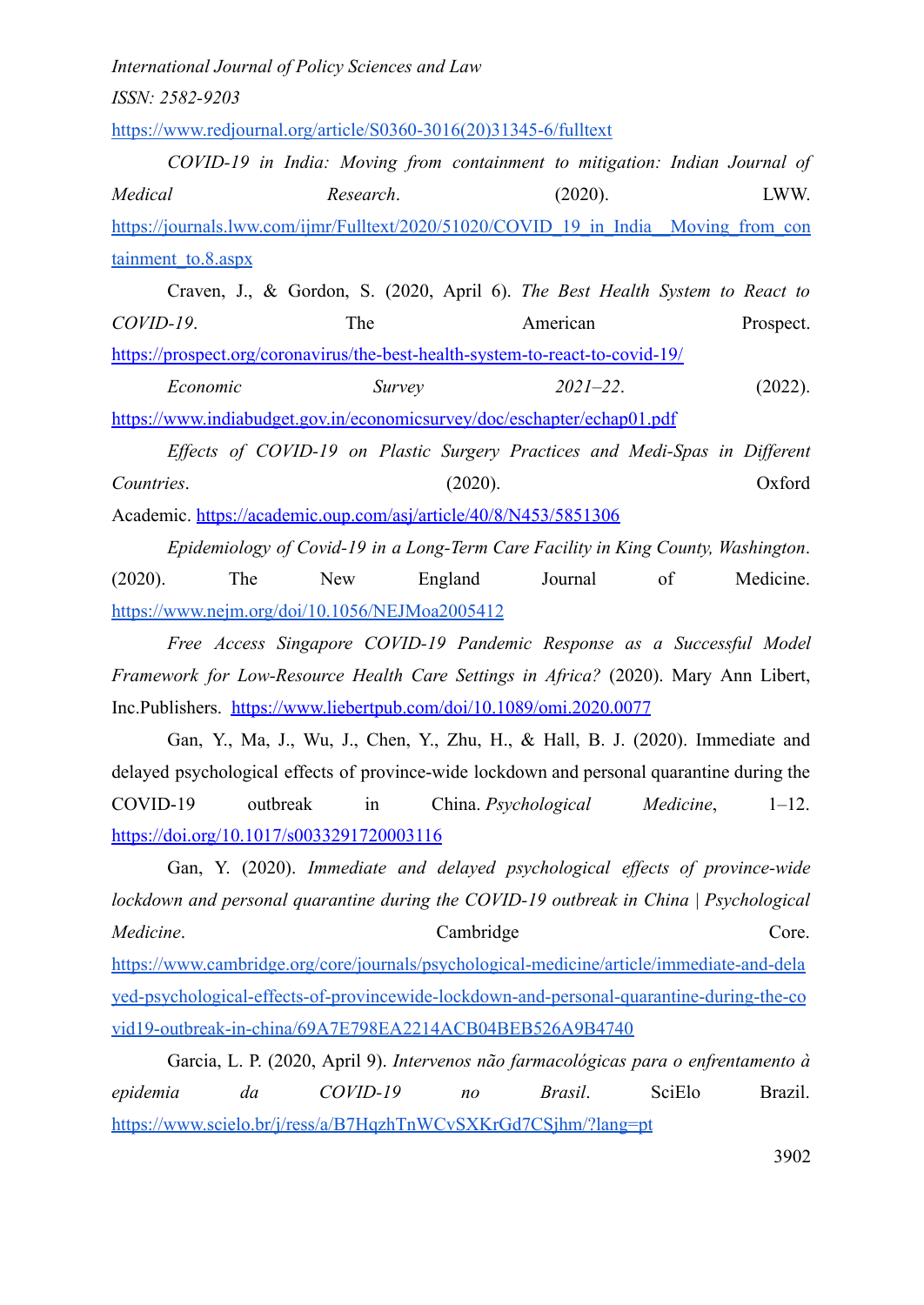https://www.redjournal.org/article/S0360-3016(20)31345-6/fulltext

*COVID-19 in India: Moving from containment to mitigation: Indian Journal of Medical Research*. (2020). LWW. https://journals.lww.com/ijmr/Fulltext/2020/51020/COVID_19_in_India__Moving_from_containment_to.8.aspx

Craven, J., & Gordon, S. (2020, April 6). *The Best Health System to React to COVID-19*. The American Prospect. https://prospect.org/coronavirus/the-best-health-system-to-react-to-covid-19/

*Economic Survey 2021–22*. (2022). https://www.indiabudget.gov.in/economicsurvey/doc/eschapter/echap01.pdf

*Effects of COVID-19 on Plastic Surgery Practices and Medi-Spas in Different Countries*. (2020). Oxford Academic. https://academic.oup.com/asj/article/40/8/N453/5851306

*Epidemiology of Covid-19 in a Long-Term Care Facility in King County, Washington*. (2020). The New England Journal of Medicine. https://www.nejm.org/doi/10.1056/NEJMoa2005412

*Free Access Singapore COVID-19 Pandemic Response as a Successful Model Framework for Low-Resource Health Care Settings in Africa?* (2020). Mary Ann Libert, Inc.Publishers. https://www.liebertpub.com/doi/10.1089/omi.2020.0077

Gan, Y., Ma, J., Wu, J., Chen, Y., Zhu, H., & Hall, B. J. (2020). Immediate and delayed psychological effects of province-wide lockdown and personal quarantine during the COVID-19 outbreak in China. *Psychological Medicine*, 1–12. https://doi.org/10.1017/s0033291720003116

Gan, Y. (2020). *Immediate and delayed psychological effects of province-wide lockdown and personal quarantine during the COVID-19 outbreak in China | Psychological Medicine*. Cambridge Core. https://www.cambridge.org/core/journals/psychological-medicine/article/immediate-and-delayed-psychological-effects-of-provincewide-lockdown-and-personal-quarantine-during-the-covid19-outbreak-in-china/69A7E798EA2214ACB04BEB526A9B4740

Garcia, L. P. (2020, April 9). *Intervenos não farmacológicas para o enfrentamento à epidemia da COVID-19 no Brasil*. SciElo Brazil. https://www.scielo.br/j/ress/a/B7HqzhTnWCvSXKrGd7CSjhm/?lang=pt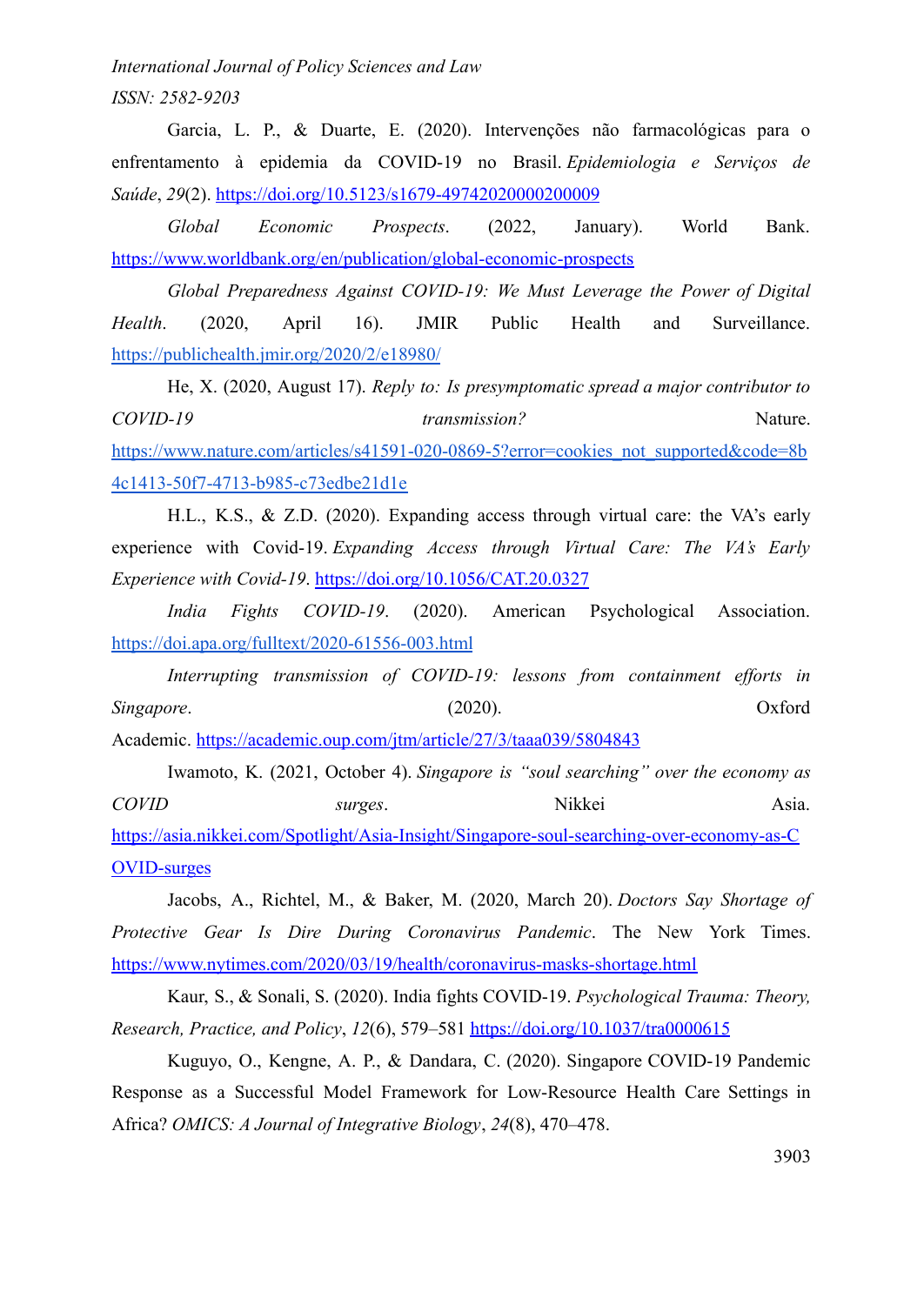Garcia, L. P., & Duarte, E. (2020). Intervenções não farmacológicas para o enfrentamento à epidemia da COVID-19 no Brasil. *Epidemiologia e Serviços de Saúde*, *29*(2). https://doi.org/10.5123/s1679-49742020000200009

*Global Economic Prospects*. (2022, January). World Bank. https://www.worldbank.org/en/publication/global-economic-prospects

*Global Preparedness Against COVID-19: We Must Leverage the Power of Digital Health*. (2020, April 16). JMIR Public Health and Surveillance. https://publichealth.jmir.org/2020/2/e18980/

He, X. (2020, August 17). *Reply to: Is presymptomatic spread a major contributor to COVID-19 transmission?* Nature. https://www.nature.com/articles/s41591-020-0869-5?error=cookies_not_supported&code=8b4c1413-50f7-4713-b985-c73edbe21d1e

H.L., K.S., & Z.D. (2020). Expanding access through virtual care: the VA's early experience with Covid-19. *Expanding Access through Virtual Care: The VA's Early Experience with Covid-19*. https://doi.org/10.1056/CAT.20.0327

*India Fights COVID-19*. (2020). American Psychological Association. https://doi.apa.org/fulltext/2020-61556-003.html

*Interrupting transmission of COVID-19: lessons from containment efforts in Singapore*. (2020). Oxford Academic. https://academic.oup.com/jtm/article/27/3/taaa039/5804843

Iwamoto, K. (2021, October 4). *Singapore is "soul searching" over the economy as COVID surges*. Nikkei Asia. https://asia.nikkei.com/Spotlight/Asia-Insight/Singapore-soul-searching-over-economy-as-COVID-surges

Jacobs, A., Richtel, M., & Baker, M. (2020, March 20). *Doctors Say Shortage of Protective Gear Is Dire During Coronavirus Pandemic*. The New York Times. https://www.nytimes.com/2020/03/19/health/coronavirus-masks-shortage.html

Kaur, S., & Sonali, S. (2020). India fights COVID-19. *Psychological Trauma: Theory, Research, Practice, and Policy*, *12*(6), 579–581 https://doi.org/10.1037/tra0000615

Kuguyo, O., Kengne, A. P., & Dandara, C. (2020). Singapore COVID-19 Pandemic Response as a Successful Model Framework for Low-Resource Health Care Settings in Africa? *OMICS: A Journal of Integrative Biology*, *24*(8), 470–478.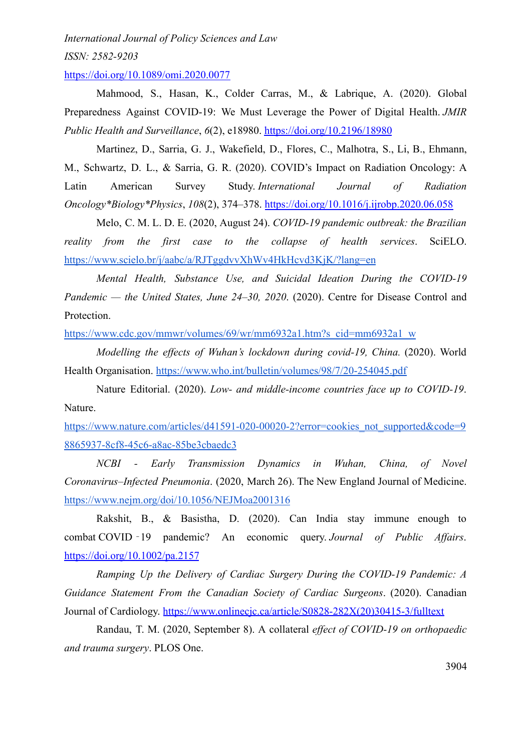https://doi.org/10.1089/omi.2020.0077

Mahmood, S., Hasan, K., Colder Carras, M., & Labrique, A. (2020). Global Preparedness Against COVID-19: We Must Leverage the Power of Digital Health. *JMIR Public Health and Surveillance*, *6*(2), e18980. https://doi.org/10.2196/18980

Martinez, D., Sarria, G. J., Wakefield, D., Flores, C., Malhotra, S., Li, B., Ehmann, M., Schwartz, D. L., & Sarria, G. R. (2020). COVID's Impact on Radiation Oncology: A Latin American Survey Study. *International Journal of Radiation Oncology*Biology*Physics*, *108*(2), 374–378. https://doi.org/10.1016/j.ijrobp.2020.06.058

Melo, C. M. L. D. E. (2020, August 24). *COVID-19 pandemic outbreak: the Brazilian reality from the first case to the collapse of health services*. SciELO. https://www.scielo.br/j/aabc/a/RJTggdvvXhWv4HkHcvd3KjK/?lang=en

*Mental Health, Substance Use, and Suicidal Ideation During the COVID-19 Pandemic — the United States, June 24–30, 2020*. (2020). Centre for Disease Control and Protection.
https://www.cdc.gov/mmwr/volumes/69/wr/mm6932a1.htm?s_cid=mm6932a1_w

*Modelling the effects of Wuhan's lockdown during covid-19, China.* (2020). World Health Organisation. https://www.who.int/bulletin/volumes/98/7/20-254045.pdf

Nature Editorial. (2020). *Low- and middle-income countries face up to COVID-19*. Nature.
https://www.nature.com/articles/d41591-020-00020-2?error=cookies_not_supported&code=98865937-8cf8-45c6-a8ac-85be3cbaedc3

*NCBI - Early Transmission Dynamics in Wuhan, China, of Novel Coronavirus–Infected Pneumonia*. (2020, March 26). The New England Journal of Medicine. https://www.nejm.org/doi/10.1056/NEJMoa2001316

Rakshit, B., & Basistha, D. (2020). Can India stay immune enough to combat COVID‐19 pandemic? An economic query. *Journal of Public Affairs*. https://doi.org/10.1002/pa.2157

*Ramping Up the Delivery of Cardiac Surgery During the COVID-19 Pandemic: A Guidance Statement From the Canadian Society of Cardiac Surgeons*. (2020). Canadian Journal of Cardiology. https://www.onlinecjc.ca/article/S0828-282X(20)30415-3/fulltext

Randau, T. M. (2020, September 8). A collateral *effect of COVID-19 on orthopaedic and trauma surgery*. PLOS One.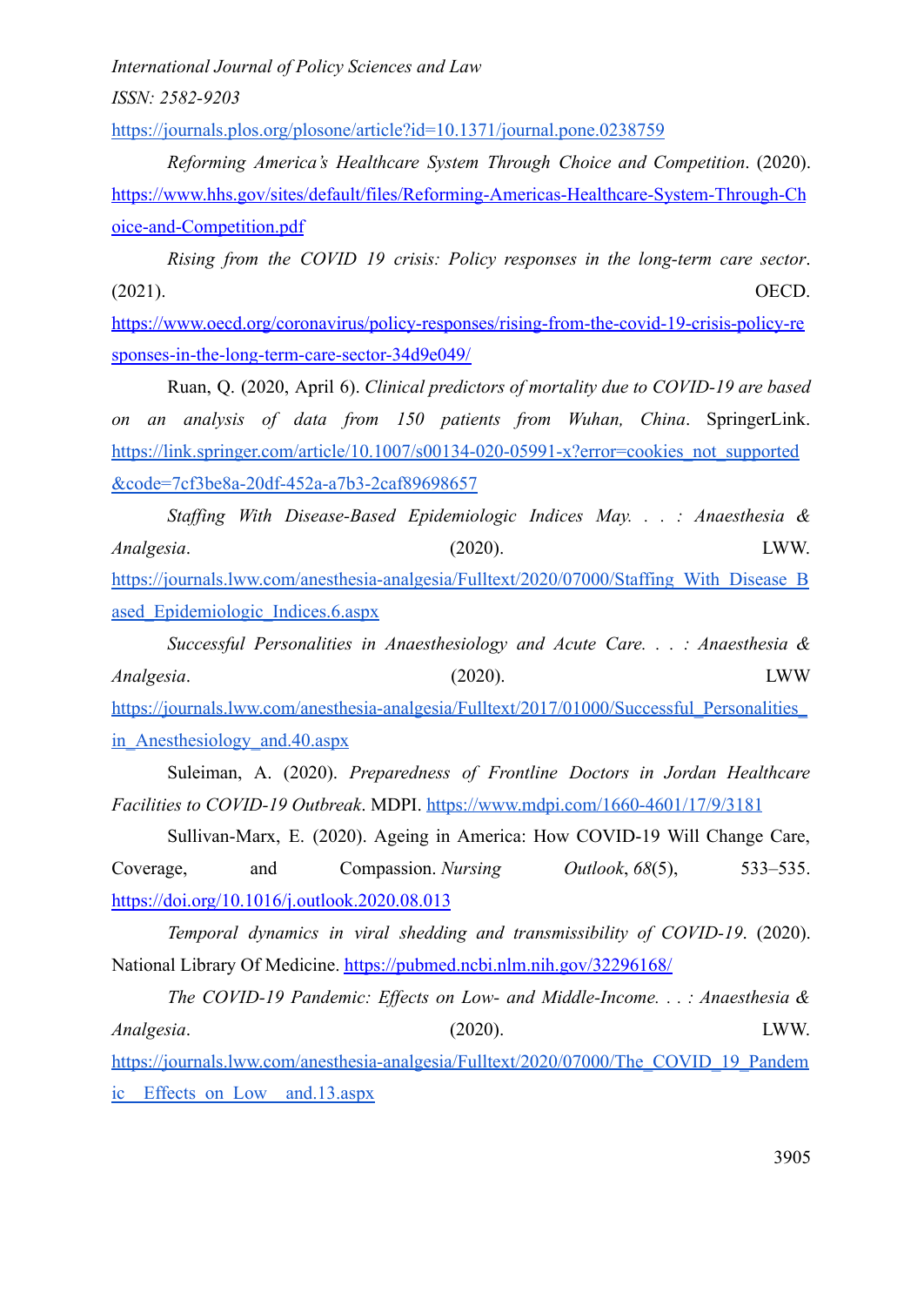https://journals.plos.org/plosone/article?id=10.1371/journal.pone.0238759

*Reforming America's Healthcare System Through Choice and Competition*. (2020). https://www.hhs.gov/sites/default/files/Reforming-Americas-Healthcare-System-Through-Choice-and-Competition.pdf

*Rising from the COVID 19 crisis: Policy responses in the long-term care sector*. (2021). OECD. https://www.oecd.org/coronavirus/policy-responses/rising-from-the-covid-19-crisis-policy-responses-in-the-long-term-care-sector-34d9e049/

Ruan, Q. (2020, April 6). *Clinical predictors of mortality due to COVID-19 are based on an analysis of data from 150 patients from Wuhan, China*. SpringerLink. https://link.springer.com/article/10.1007/s00134-020-05991-x?error=cookies_not_supported&code=7cf3be8a-20df-452a-a7b3-2caf89698657

*Staffing With Disease-Based Epidemiologic Indices May. . . : Anaesthesia & Analgesia*. (2020). LWW. https://journals.lww.com/anesthesia-analgesia/Fulltext/2020/07000/Staffing_With_Disease_Based_Epidemiologic_Indices.6.aspx

*Successful Personalities in Anaesthesiology and Acute Care. . . : Anaesthesia & Analgesia*. (2020). LWW https://journals.lww.com/anesthesia-analgesia/Fulltext/2017/01000/Successful_Personalities_in_Anesthesiology_and.40.aspx

Suleiman, A. (2020). *Preparedness of Frontline Doctors in Jordan Healthcare Facilities to COVID-19 Outbreak*. MDPI. https://www.mdpi.com/1660-4601/17/9/3181

Sullivan-Marx, E. (2020). Ageing in America: How COVID-19 Will Change Care, Coverage, and Compassion. *Nursing Outlook*, *68*(5), 533–535. https://doi.org/10.1016/j.outlook.2020.08.013

*Temporal dynamics in viral shedding and transmissibility of COVID-19*. (2020). National Library Of Medicine. https://pubmed.ncbi.nlm.nih.gov/32296168/

*The COVID-19 Pandemic: Effects on Low- and Middle-Income. . . : Anaesthesia & Analgesia*. (2020). LWW. https://journals.lww.com/anesthesia-analgesia/Fulltext/2020/07000/The_COVID_19_Pandemic__Effects_on_Low__and.13.aspx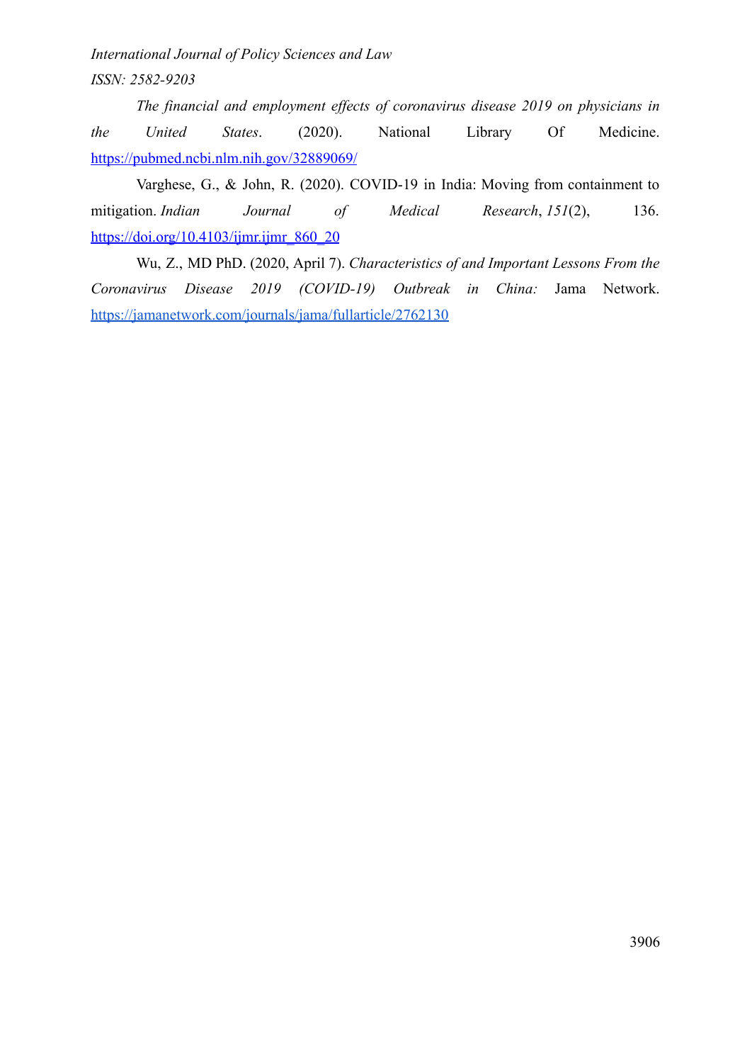*The financial and employment effects of coronavirus disease 2019 on physicians in the United States*. (2020). National Library Of Medicine. https://pubmed.ncbi.nlm.nih.gov/32889069/

Varghese, G., & John, R. (2020). COVID-19 in India: Moving from containment to mitigation. *Indian Journal of Medical Research*, *151*(2), 136. https://doi.org/10.4103/ijmr.ijmr_860_20

Wu, Z., MD PhD. (2020, April 7). *Characteristics of and Important Lessons From the Coronavirus Disease 2019 (COVID-19) Outbreak in China:* Jama Network. https://jamanetwork.com/journals/jama/fullarticle/2762130